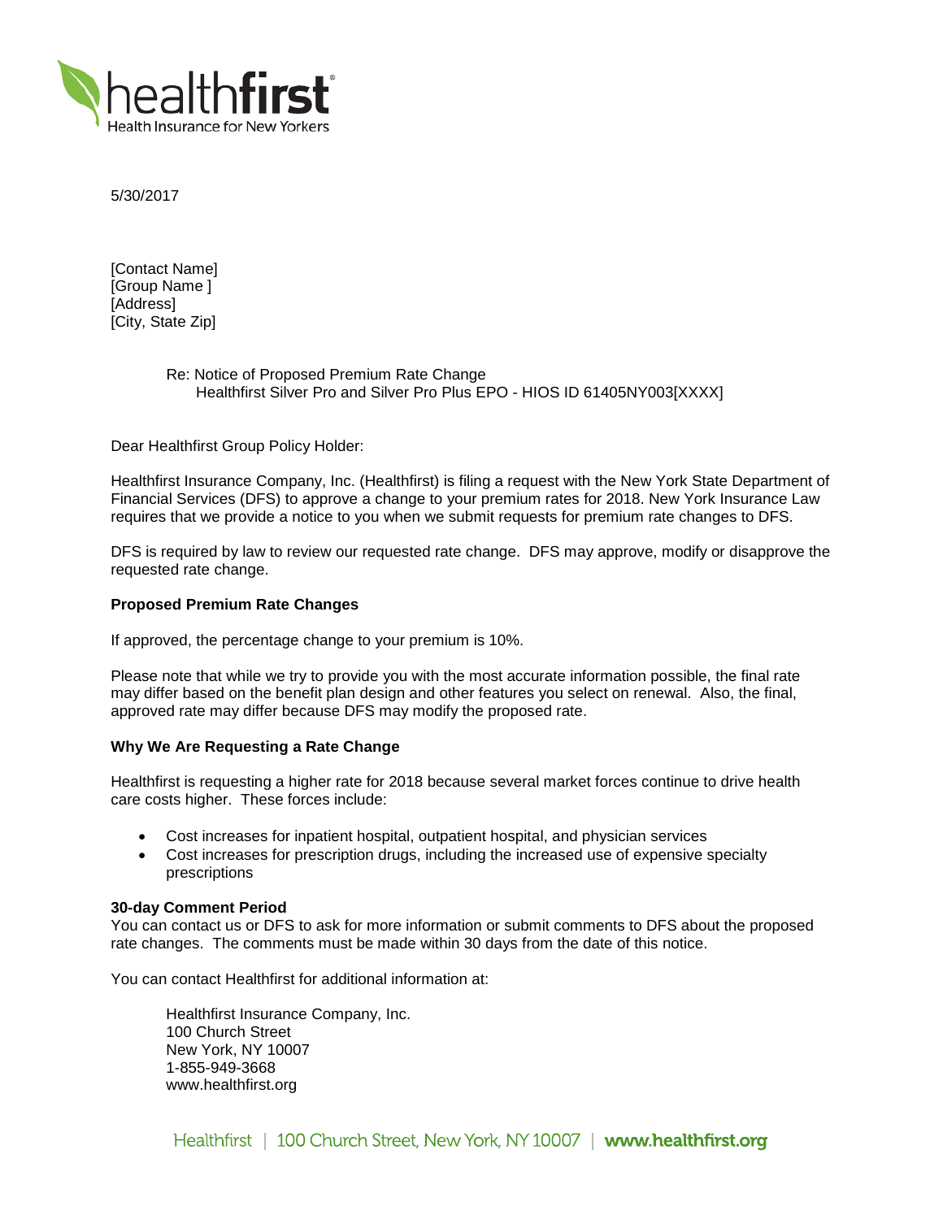healthfirst
Health Insurance for New Yorkers

5/30/2017

[Contact Name]
[Group Name ]
[Address]
[City, State Zip]

Re: Notice of Proposed Premium Rate Change
Healthfirst Silver Pro and Silver Pro Plus EPO - HIOS ID 61405NY003[XXXX]

Dear Healthfirst Group Policy Holder:

Healthfirst Insurance Company, Inc. (Healthfirst) is filing a request with the New York State Department of Financial Services (DFS) to approve a change to your premium rates for 2018. New York Insurance Law requires that we provide a notice to you when we submit requests for premium rate changes to DFS.

DFS is required by law to review our requested rate change. DFS may approve, modify or disapprove the requested rate change.

**Proposed Premium Rate Changes**

If approved, the percentage change to your premium is 10%.

Please note that while we try to provide you with the most accurate information possible, the final rate may differ based on the benefit plan design and other features you select on renewal. Also, the final, approved rate may differ because DFS may modify the proposed rate.

**Why We Are Requesting a Rate Change**

Healthfirst is requesting a higher rate for 2018 because several market forces continue to drive health care costs higher. These forces include:

- Cost increases for inpatient hospital, outpatient hospital, and physician services
- Cost increases for prescription drugs, including the increased use of expensive specialty prescriptions

**30-day Comment Period**
You can contact us or DFS to ask for more information or submit comments to DFS about the proposed rate changes. The comments must be made within 30 days from the date of this notice.

You can contact Healthfirst for additional information at:

Healthfirst Insurance Company, Inc.
100 Church Street
New York, NY 10007
1-855-949-3668
www.healthfirst.org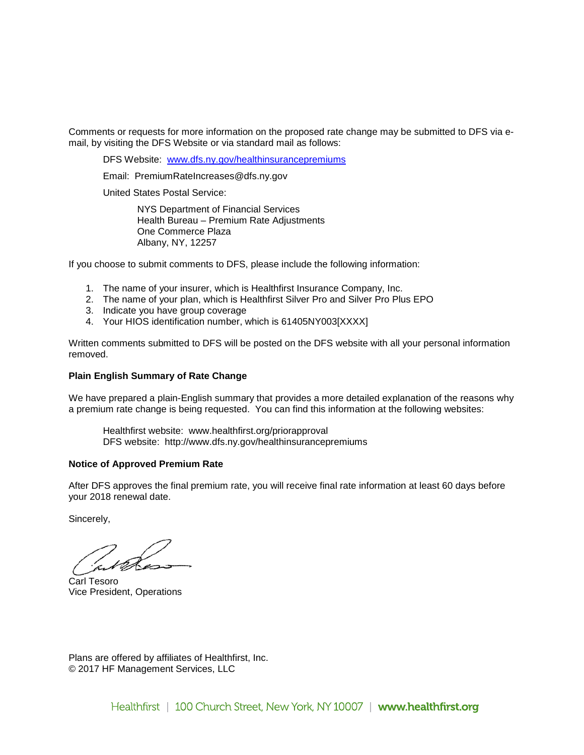Comments or requests for more information on the proposed rate change may be submitted to DFS via e-mail, by visiting the DFS Website or via standard mail as follows:

DFS Website: www.dfs.ny.gov/healthinsurancepremiums

Email: PremiumRateIncreases@dfs.ny.gov

United States Postal Service:

NYS Department of Financial Services
Health Bureau – Premium Rate Adjustments
One Commerce Plaza
Albany, NY, 12257

If you choose to submit comments to DFS, please include the following information:

1. The name of your insurer, which is Healthfirst Insurance Company, Inc.
2. The name of your plan, which is Healthfirst Silver Pro and Silver Pro Plus EPO
3. Indicate you have group coverage
4. Your HIOS identification number, which is 61405NY003[XXXX]

Written comments submitted to DFS will be posted on the DFS website with all your personal information removed.

**Plain English Summary of Rate Change**

We have prepared a plain-English summary that provides a more detailed explanation of the reasons why a premium rate change is being requested. You can find this information at the following websites:

Healthfirst website: www.healthfirst.org/priorapproval
DFS website: http://www.dfs.ny.gov/healthinsurancepremiums

**Notice of Approved Premium Rate**

After DFS approves the final premium rate, you will receive final rate information at least 60 days before your 2018 renewal date.

Sincerely,

Carl Tesoro
Vice President, Operations

Plans are offered by affiliates of Healthfirst, Inc.
© 2017 HF Management Services, LLC

Healthfirst | 100 Church Street, New York, NY 10007 | www.healthfirst.org